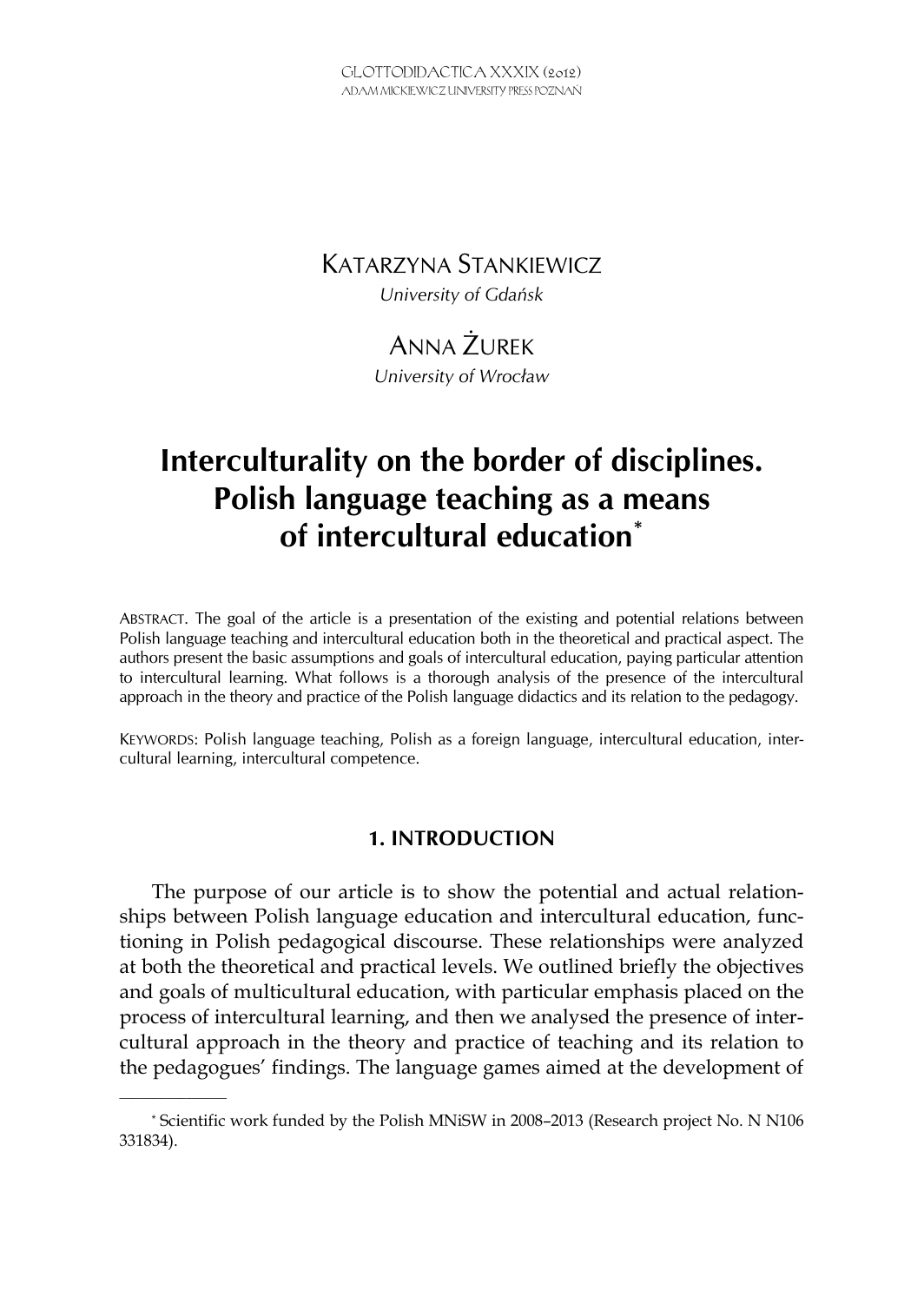KATARZYNA STANKIEWICZ

*University of Gdańsk*

ANNA ŻUREK

*University of Wrocław*

# Interculturality on the border of disciplines. Polish language teaching as a means of intercultural education*

ABSTRACT. The goal of the article is a presentation of the existing and potential relations between Polish language teaching and intercultural education both in the theoretical and practical aspect. The authors present the basic assumptions and goals of intercultural education, paying particular attention to intercultural learning. What follows is a thorough analysis of the presence of the intercultural approach in the theory and practice of the Polish language didactics and its relation to the pedagogy.

KEYWORDS: Polish language teaching, Polish as a foreign language, intercultural education, intercultural learning, intercultural competence.

## 1. INTRODUCTION

The purpose of our article is to show the potential and actual relationships between Polish language education and intercultural education, functioning in Polish pedagogical discourse. These relationships were analyzed at both the theoretical and practical levels. We outlined briefly the objectives and goals of multicultural education, with particular emphasis placed on the process of intercultural learning, and then we analysed the presence of intercultural approach in the theory and practice of teaching and its relation to the pedagogues' findings. The language games aimed at the development of

---

* Scientific work funded by the Polish MNiSW in 2008–2013 (Research project No. N N106 331834).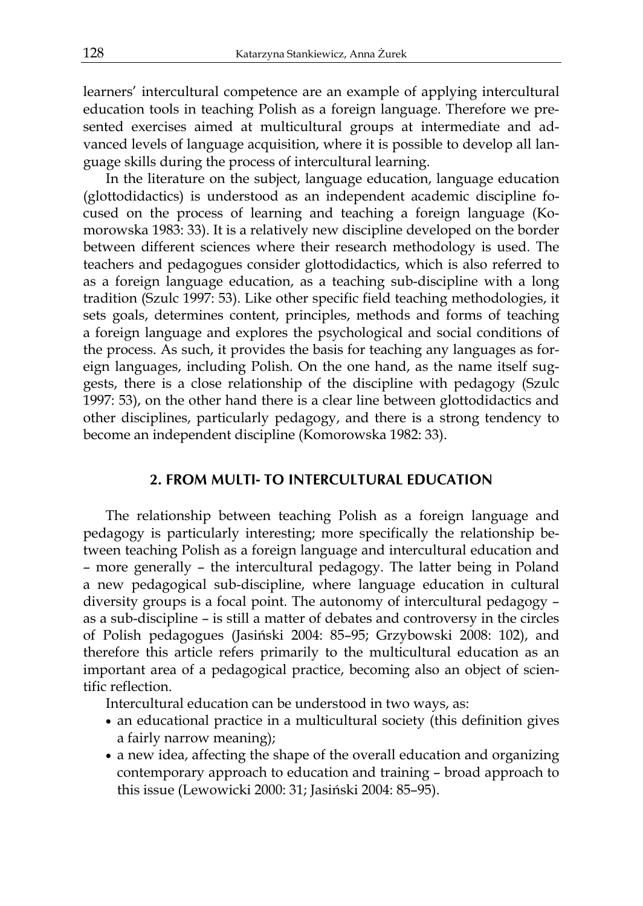learners' intercultural competence are an example of applying intercultural education tools in teaching Polish as a foreign language. Therefore we presented exercises aimed at multicultural groups at intermediate and advanced levels of language acquisition, where it is possible to develop all language skills during the process of intercultural learning.

In the literature on the subject, language education, language education (glottodidactics) is understood as an independent academic discipline focused on the process of learning and teaching a foreign language (Komorowska 1983: 33). It is a relatively new discipline developed on the border between different sciences where their research methodology is used. The teachers and pedagogues consider glottodidactics, which is also referred to as a foreign language education, as a teaching sub-discipline with a long tradition (Szulc 1997: 53). Like other specific field teaching methodologies, it sets goals, determines content, principles, methods and forms of teaching a foreign language and explores the psychological and social conditions of the process. As such, it provides the basis for teaching any languages as foreign languages, including Polish. On the one hand, as the name itself suggests, there is a close relationship of the discipline with pedagogy (Szulc 1997: 53), on the other hand there is a clear line between glottodidactics and other disciplines, particularly pedagogy, and there is a strong tendency to become an independent discipline (Komorowska 1982: 33).

## 2. FROM MULTI- TO INTERCULTURAL EDUCATION

The relationship between teaching Polish as a foreign language and pedagogy is particularly interesting; more specifically the relationship between teaching Polish as a foreign language and intercultural education and – more generally – the intercultural pedagogy. The latter being in Poland a new pedagogical sub-discipline, where language education in cultural diversity groups is a focal point. The autonomy of intercultural pedagogy – as a sub-discipline – is still a matter of debates and controversy in the circles of Polish pedagogues (Jasiński 2004: 85–95; Grzybowski 2008: 102), and therefore this article refers primarily to the multicultural education as an important area of a pedagogical practice, becoming also an object of scientific reflection.

Intercultural education can be understood in two ways, as:

- an educational practice in a multicultural society (this definition gives a fairly narrow meaning);
- a new idea, affecting the shape of the overall education and organizing contemporary approach to education and training – broad approach to this issue (Lewowicki 2000: 31; Jasiński 2004: 85–95).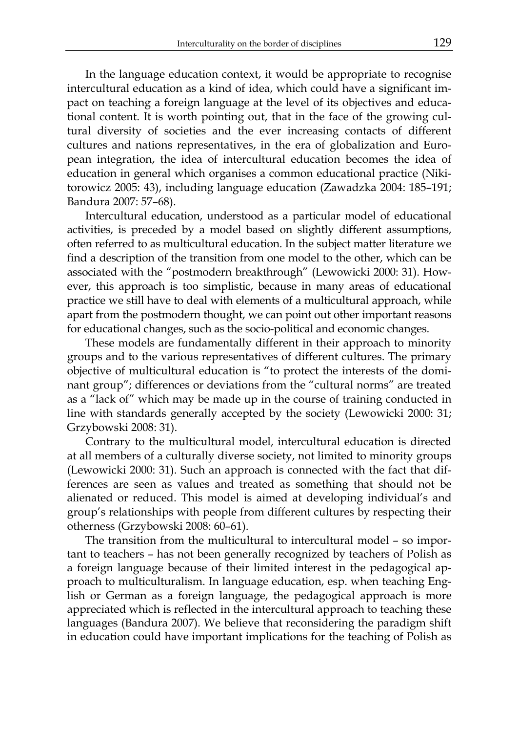In the language education context, it would be appropriate to recognise intercultural education as a kind of idea, which could have a significant impact on teaching a foreign language at the level of its objectives and educational content. It is worth pointing out, that in the face of the growing cultural diversity of societies and the ever increasing contacts of different cultures and nations representatives, in the era of globalization and European integration, the idea of intercultural education becomes the idea of education in general which organises a common educational practice (Nikitorowicz 2005: 43), including language education (Zawadzka 2004: 185–191; Bandura 2007: 57–68).

Intercultural education, understood as a particular model of educational activities, is preceded by a model based on slightly different assumptions, often referred to as multicultural education. In the subject matter literature we find a description of the transition from one model to the other, which can be associated with the "postmodern breakthrough" (Lewowicki 2000: 31). However, this approach is too simplistic, because in many areas of educational practice we still have to deal with elements of a multicultural approach, while apart from the postmodern thought, we can point out other important reasons for educational changes, such as the socio-political and economic changes.

These models are fundamentally different in their approach to minority groups and to the various representatives of different cultures. The primary objective of multicultural education is "to protect the interests of the dominant group"; differences or deviations from the "cultural norms" are treated as a "lack of" which may be made up in the course of training conducted in line with standards generally accepted by the society (Lewowicki 2000: 31; Grzybowski 2008: 31).

Contrary to the multicultural model, intercultural education is directed at all members of a culturally diverse society, not limited to minority groups (Lewowicki 2000: 31). Such an approach is connected with the fact that differences are seen as values and treated as something that should not be alienated or reduced. This model is aimed at developing individual's and group's relationships with people from different cultures by respecting their otherness (Grzybowski 2008: 60–61).

The transition from the multicultural to intercultural model – so important to teachers – has not been generally recognized by teachers of Polish as a foreign language because of their limited interest in the pedagogical approach to multiculturalism. In language education, esp. when teaching English or German as a foreign language, the pedagogical approach is more appreciated which is reflected in the intercultural approach to teaching these languages (Bandura 2007). We believe that reconsidering the paradigm shift in education could have important implications for the teaching of Polish as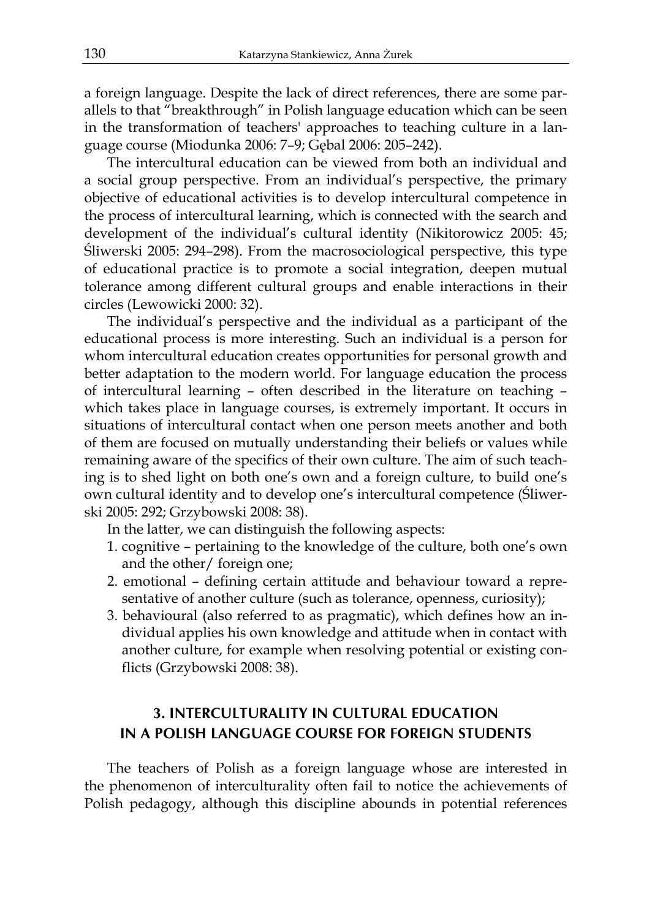a foreign language. Despite the lack of direct references, there are some parallels to that "breakthrough" in Polish language education which can be seen in the transformation of teachers' approaches to teaching culture in a language course (Miodunka 2006: 7–9; Gębal 2006: 205–242).

The intercultural education can be viewed from both an individual and a social group perspective. From an individual's perspective, the primary objective of educational activities is to develop intercultural competence in the process of intercultural learning, which is connected with the search and development of the individual's cultural identity (Nikitorowicz 2005: 45; Śliwerski 2005: 294–298). From the macrosociological perspective, this type of educational practice is to promote a social integration, deepen mutual tolerance among different cultural groups and enable interactions in their circles (Lewowicki 2000: 32).

The individual's perspective and the individual as a participant of the educational process is more interesting. Such an individual is a person for whom intercultural education creates opportunities for personal growth and better adaptation to the modern world. For language education the process of intercultural learning – often described in the literature on teaching – which takes place in language courses, is extremely important. It occurs in situations of intercultural contact when one person meets another and both of them are focused on mutually understanding their beliefs or values while remaining aware of the specifics of their own culture. The aim of such teaching is to shed light on both one's own and a foreign culture, to build one's own cultural identity and to develop one's intercultural competence (Śliwerski 2005: 292; Grzybowski 2008: 38).

In the latter, we can distinguish the following aspects:

1. cognitive – pertaining to the knowledge of the culture, both one's own and the other/ foreign one;
2. emotional – defining certain attitude and behaviour toward a representative of another culture (such as tolerance, openness, curiosity);
3. behavioural (also referred to as pragmatic), which defines how an individual applies his own knowledge and attitude when in contact with another culture, for example when resolving potential or existing conflicts (Grzybowski 2008: 38).

## 3. INTERCULTURALITY IN CULTURAL EDUCATION IN A POLISH LANGUAGE COURSE FOR FOREIGN STUDENTS

The teachers of Polish as a foreign language whose are interested in the phenomenon of interculturality often fail to notice the achievements of Polish pedagogy, although this discipline abounds in potential references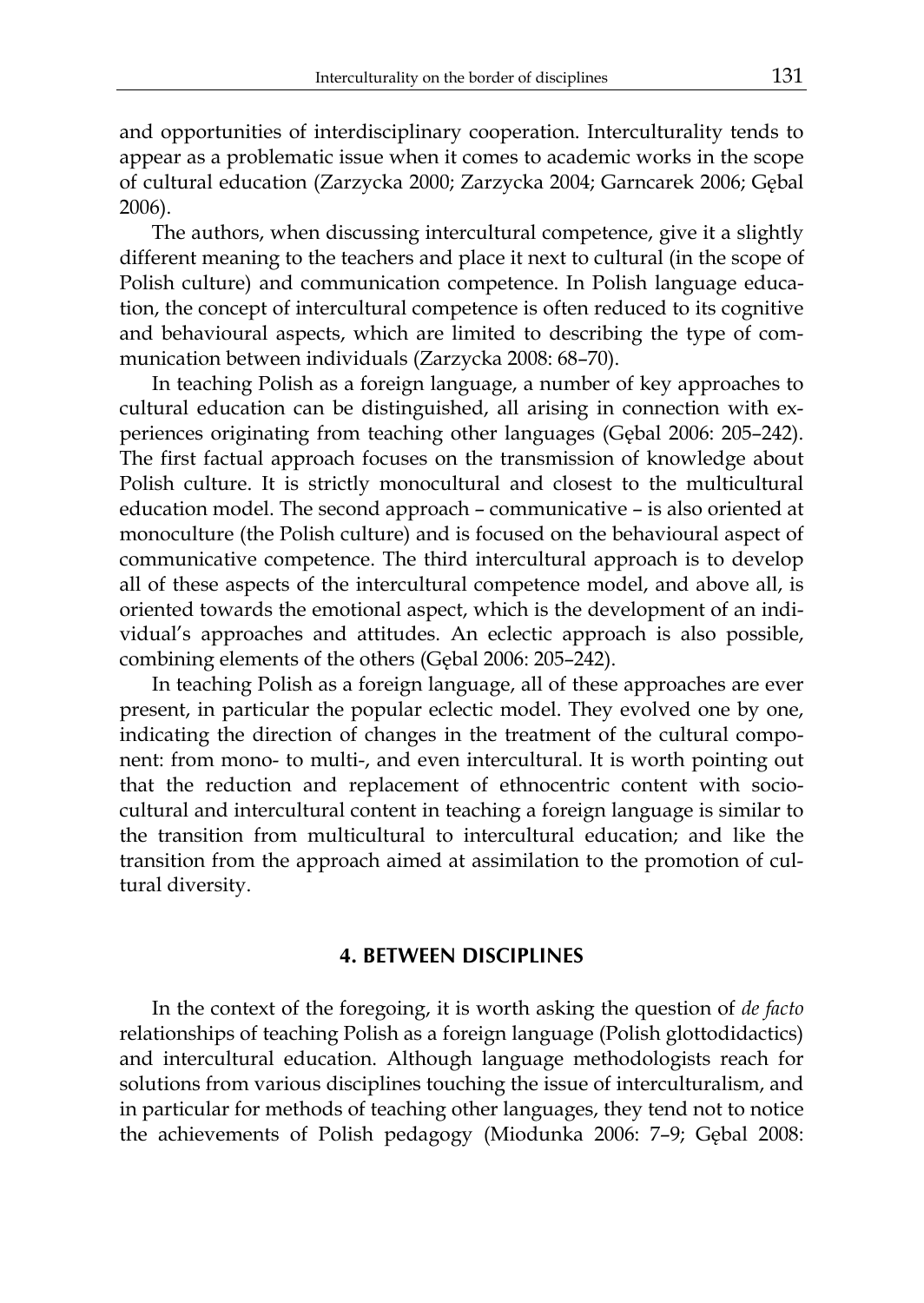and opportunities of interdisciplinary cooperation. Interculturality tends to appear as a problematic issue when it comes to academic works in the scope of cultural education (Zarzycka 2000; Zarzycka 2004; Garncarek 2006; Gębal 2006).

The authors, when discussing intercultural competence, give it a slightly different meaning to the teachers and place it next to cultural (in the scope of Polish culture) and communication competence. In Polish language education, the concept of intercultural competence is often reduced to its cognitive and behavioural aspects, which are limited to describing the type of communication between individuals (Zarzycka 2008: 68–70).

In teaching Polish as a foreign language, a number of key approaches to cultural education can be distinguished, all arising in connection with experiences originating from teaching other languages (Gębal 2006: 205–242). The first factual approach focuses on the transmission of knowledge about Polish culture. It is strictly monocultural and closest to the multicultural education model. The second approach – communicative – is also oriented at monoculture (the Polish culture) and is focused on the behavioural aspect of communicative competence. The third intercultural approach is to develop all of these aspects of the intercultural competence model, and above all, is oriented towards the emotional aspect, which is the development of an individual's approaches and attitudes. An eclectic approach is also possible, combining elements of the others (Gębal 2006: 205–242).

In teaching Polish as a foreign language, all of these approaches are ever present, in particular the popular eclectic model. They evolved one by one, indicating the direction of changes in the treatment of the cultural component: from mono- to multi-, and even intercultural. It is worth pointing out that the reduction and replacement of ethnocentric content with socio-cultural and intercultural content in teaching a foreign language is similar to the transition from multicultural to intercultural education; and like the transition from the approach aimed at assimilation to the promotion of cultural diversity.

## 4. BETWEEN DISCIPLINES

In the context of the foregoing, it is worth asking the question of *de facto* relationships of teaching Polish as a foreign language (Polish glottodidactics) and intercultural education. Although language methodologists reach for solutions from various disciplines touching the issue of interculturalism, and in particular for methods of teaching other languages, they tend not to notice the achievements of Polish pedagogy (Miodunka 2006: 7–9; Gębal 2008: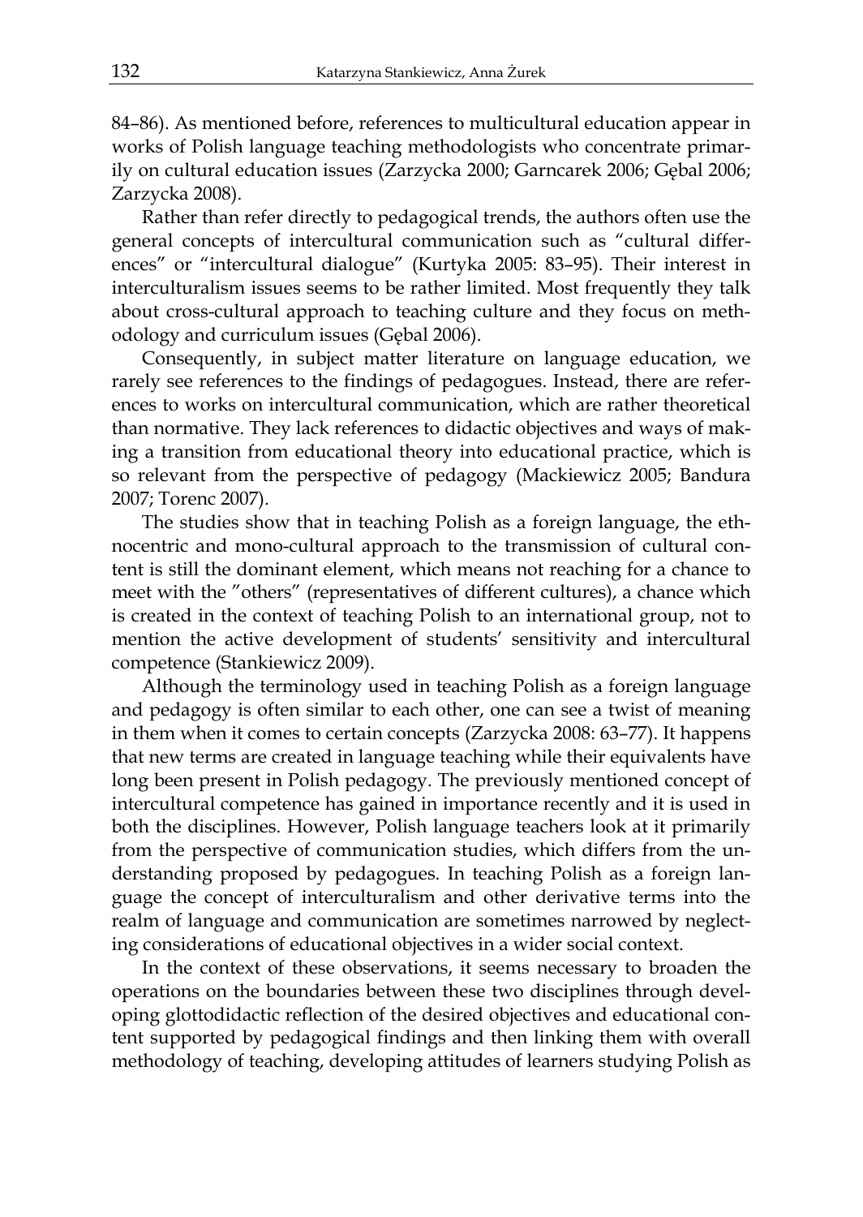84–86). As mentioned before, references to multicultural education appear in works of Polish language teaching methodologists who concentrate primarily on cultural education issues (Zarzycka 2000; Garncarek 2006; Gębal 2006; Zarzycka 2008).

Rather than refer directly to pedagogical trends, the authors often use the general concepts of intercultural communication such as "cultural differences" or "intercultural dialogue" (Kurtyka 2005: 83–95). Their interest in interculturalism issues seems to be rather limited. Most frequently they talk about cross-cultural approach to teaching culture and they focus on methodology and curriculum issues (Gębal 2006).

Consequently, in subject matter literature on language education, we rarely see references to the findings of pedagogues. Instead, there are references to works on intercultural communication, which are rather theoretical than normative. They lack references to didactic objectives and ways of making a transition from educational theory into educational practice, which is so relevant from the perspective of pedagogy (Mackiewicz 2005; Bandura 2007; Torenc 2007).

The studies show that in teaching Polish as a foreign language, the ethnocentric and mono-cultural approach to the transmission of cultural content is still the dominant element, which means not reaching for a chance to meet with the "others" (representatives of different cultures), a chance which is created in the context of teaching Polish to an international group, not to mention the active development of students' sensitivity and intercultural competence (Stankiewicz 2009).

Although the terminology used in teaching Polish as a foreign language and pedagogy is often similar to each other, one can see a twist of meaning in them when it comes to certain concepts (Zarzycka 2008: 63–77). It happens that new terms are created in language teaching while their equivalents have long been present in Polish pedagogy. The previously mentioned concept of intercultural competence has gained in importance recently and it is used in both the disciplines. However, Polish language teachers look at it primarily from the perspective of communication studies, which differs from the understanding proposed by pedagogues. In teaching Polish as a foreign language the concept of interculturalism and other derivative terms into the realm of language and communication are sometimes narrowed by neglecting considerations of educational objectives in a wider social context.

In the context of these observations, it seems necessary to broaden the operations on the boundaries between these two disciplines through developing glottodidactic reflection of the desired objectives and educational content supported by pedagogical findings and then linking them with overall methodology of teaching, developing attitudes of learners studying Polish as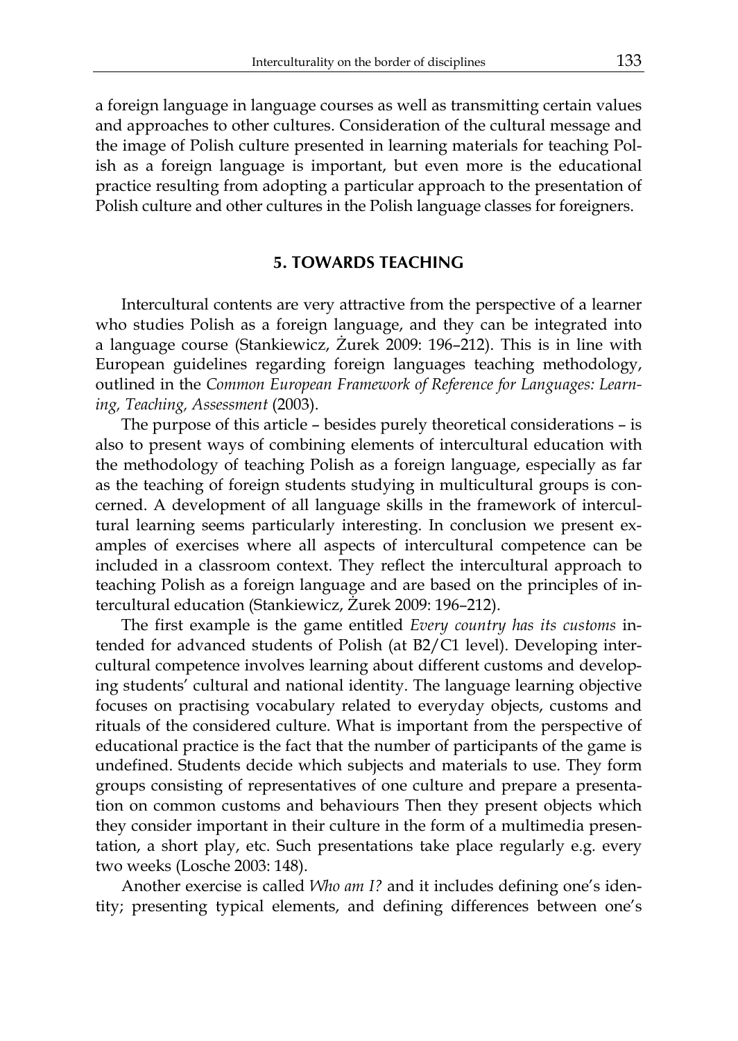a foreign language in language courses as well as transmitting certain values and approaches to other cultures. Consideration of the cultural message and the image of Polish culture presented in learning materials for teaching Polish as a foreign language is important, but even more is the educational practice resulting from adopting a particular approach to the presentation of Polish culture and other cultures in the Polish language classes for foreigners.

## 5. TOWARDS TEACHING

Intercultural contents are very attractive from the perspective of a learner who studies Polish as a foreign language, and they can be integrated into a language course (Stankiewicz, Żurek 2009: 196–212). This is in line with European guidelines regarding foreign languages teaching methodology, outlined in the *Common European Framework of Reference for Languages: Learning, Teaching, Assessment* (2003).

The purpose of this article – besides purely theoretical considerations – is also to present ways of combining elements of intercultural education with the methodology of teaching Polish as a foreign language, especially as far as the teaching of foreign students studying in multicultural groups is concerned. A development of all language skills in the framework of intercultural learning seems particularly interesting. In conclusion we present examples of exercises where all aspects of intercultural competence can be included in a classroom context. They reflect the intercultural approach to teaching Polish as a foreign language and are based on the principles of intercultural education (Stankiewicz, Żurek 2009: 196–212).

The first example is the game entitled *Every country has its customs* intended for advanced students of Polish (at B2/C1 level). Developing intercultural competence involves learning about different customs and developing students' cultural and national identity. The language learning objective focuses on practising vocabulary related to everyday objects, customs and rituals of the considered culture. What is important from the perspective of educational practice is the fact that the number of participants of the game is undefined. Students decide which subjects and materials to use. They form groups consisting of representatives of one culture and prepare a presentation on common customs and behaviours Then they present objects which they consider important in their culture in the form of a multimedia presentation, a short play, etc. Such presentations take place regularly e.g. every two weeks (Losche 2003: 148).

Another exercise is called *Who am I?* and it includes defining one's identity; presenting typical elements, and defining differences between one's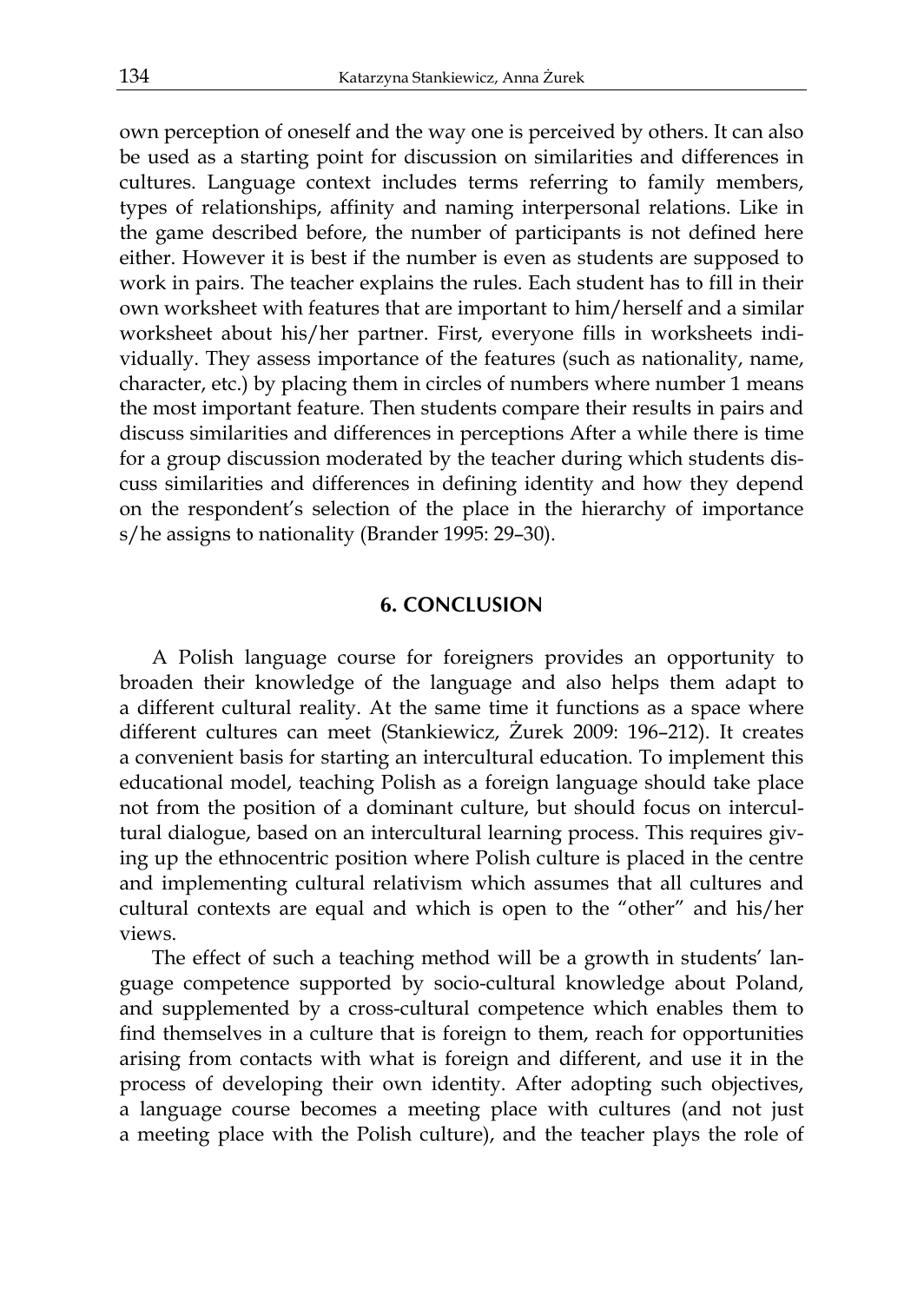own perception of oneself and the way one is perceived by others. It can also be used as a starting point for discussion on similarities and differences in cultures. Language context includes terms referring to family members, types of relationships, affinity and naming interpersonal relations. Like in the game described before, the number of participants is not defined here either. However it is best if the number is even as students are supposed to work in pairs. The teacher explains the rules. Each student has to fill in their own worksheet with features that are important to him/herself and a similar worksheet about his/her partner. First, everyone fills in worksheets individually. They assess importance of the features (such as nationality, name, character, etc.) by placing them in circles of numbers where number 1 means the most important feature. Then students compare their results in pairs and discuss similarities and differences in perceptions After a while there is time for a group discussion moderated by the teacher during which students discuss similarities and differences in defining identity and how they depend on the respondent's selection of the place in the hierarchy of importance s/he assigns to nationality (Brander 1995: 29–30).

## 6. CONCLUSION

A Polish language course for foreigners provides an opportunity to broaden their knowledge of the language and also helps them adapt to a different cultural reality. At the same time it functions as a space where different cultures can meet (Stankiewicz, Żurek 2009: 196–212). It creates a convenient basis for starting an intercultural education. To implement this educational model, teaching Polish as a foreign language should take place not from the position of a dominant culture, but should focus on intercultural dialogue, based on an intercultural learning process. This requires giving up the ethnocentric position where Polish culture is placed in the centre and implementing cultural relativism which assumes that all cultures and cultural contexts are equal and which is open to the "other" and his/her views.

The effect of such a teaching method will be a growth in students' language competence supported by socio-cultural knowledge about Poland, and supplemented by a cross-cultural competence which enables them to find themselves in a culture that is foreign to them, reach for opportunities arising from contacts with what is foreign and different, and use it in the process of developing their own identity. After adopting such objectives, a language course becomes a meeting place with cultures (and not just a meeting place with the Polish culture), and the teacher plays the role of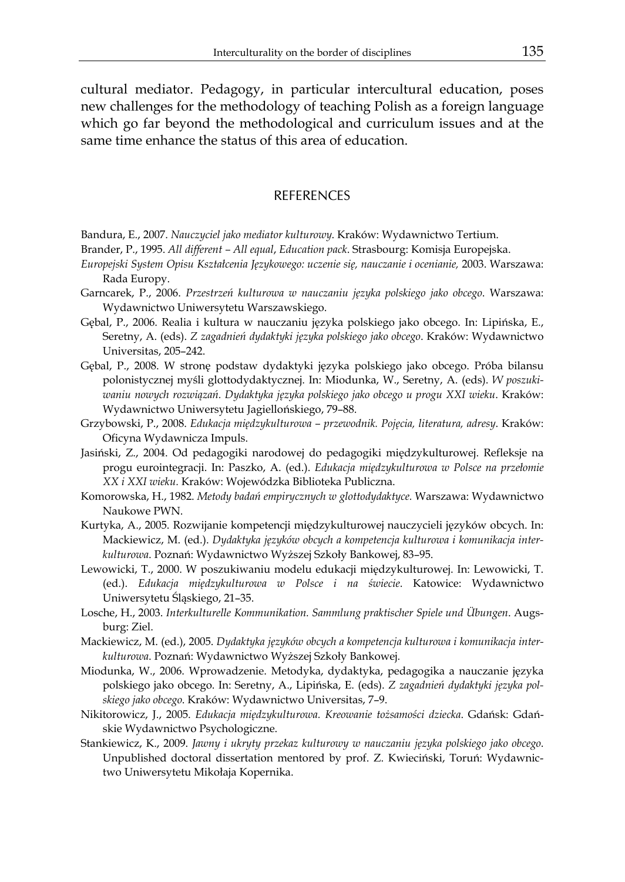cultural mediator. Pedagogy, in particular intercultural education, poses new challenges for the methodology of teaching Polish as a foreign language which go far beyond the methodological and curriculum issues and at the same time enhance the status of this area of education.

## REFERENCES

Bandura, E., 2007. *Nauczyciel jako mediator kulturowy.* Kraków: Wydawnictwo Tertium.

Brander, P., 1995. *All different – All equal*, *Education pack*. Strasbourg: Komisja Europejska.

*Europejski System Opisu Kształcenia Językowego: uczenie się, nauczanie i ocenianie,* 2003. Warszawa: Rada Europy.

Garncarek, P., 2006. *Przestrzeń kulturowa w nauczaniu języka polskiego jako obcego*. Warszawa: Wydawnictwo Uniwersytetu Warszawskiego.

Gębal, P., 2006. Realia i kultura w nauczaniu języka polskiego jako obcego. In: Lipińska, E., Seretny, A. (eds). *Z zagadnień dydaktyki języka polskiego jako obcego*. Kraków: Wydawnictwo Universitas, 205–242.

Gębal, P., 2008. W stronę podstaw dydaktyki języka polskiego jako obcego. Próba bilansu polonistycznej myśli glottodydaktycznej. In: Miodunka, W., Seretny, A. (eds). *W poszukiwaniu nowych rozwiązań. Dydaktyka języka polskiego jako obcego u progu XXI wieku*. Kraków: Wydawnictwo Uniwersytetu Jagiellońskiego, 79–88.

Grzybowski, P., 2008. *Edukacja międzykulturowa – przewodnik. Pojęcia, literatura, adresy*. Kraków: Oficyna Wydawnicza Impuls.

Jasiński, Z., 2004. Od pedagogiki narodowej do pedagogiki międzykulturowej. Refleksje na progu eurointegracji. In: Paszko, A. (ed.). *Edukacja międzykulturowa w Polsce na przełomie XX i XXI wieku.* Kraków: Wojewódzka Biblioteka Publiczna.

Komorowska, H., 1982. *Metody badań empirycznych w glottodydaktyce*. Warszawa: Wydawnictwo Naukowe PWN.

Kurtyka, A., 2005. Rozwijanie kompetencji międzykulturowej nauczycieli języków obcych. In: Mackiewicz, M. (ed.). *Dydaktyka języków obcych a kompetencja kulturowa i komunikacja interkulturowa*. Poznań: Wydawnictwo Wyższej Szkoły Bankowej, 83–95.

Lewowicki, T., 2000. W poszukiwaniu modelu edukacji międzykulturowej. In: Lewowicki, T. (ed.). *Edukacja międzykulturowa w Polsce i na świecie*. Katowice: Wydawnictwo Uniwersytetu Śląskiego, 21–35.

Losche, H., 2003. *Interkulturelle Kommunikation. Sammlung praktischer Spiele und Übungen*. Augsburg: Ziel.

Mackiewicz, M. (ed.), 2005. *Dydaktyka języków obcych a kompetencja kulturowa i komunikacja interkulturowa*. Poznań: Wydawnictwo Wyższej Szkoły Bankowej.

Miodunka, W., 2006. Wprowadzenie. Metodyka, dydaktyka, pedagogika a nauczanie języka polskiego jako obcego. In: Seretny, A., Lipińska, E. (eds). *Z zagadnień dydaktyki języka polskiego jako obcego*. Kraków: Wydawnictwo Universitas, 7–9.

Nikitorowicz, J., 2005. *Edukacja międzykulturowa. Kreowanie tożsamości dziecka*. Gdańsk: Gdańskie Wydawnictwo Psychologiczne.

Stankiewicz, K., 2009. *Jawny i ukryty przekaz kulturowy w nauczaniu języka polskiego jako obcego*. Unpublished doctoral dissertation mentored by prof. Z. Kwieciński, Toruń: Wydawnictwo Uniwersytetu Mikołaja Kopernika.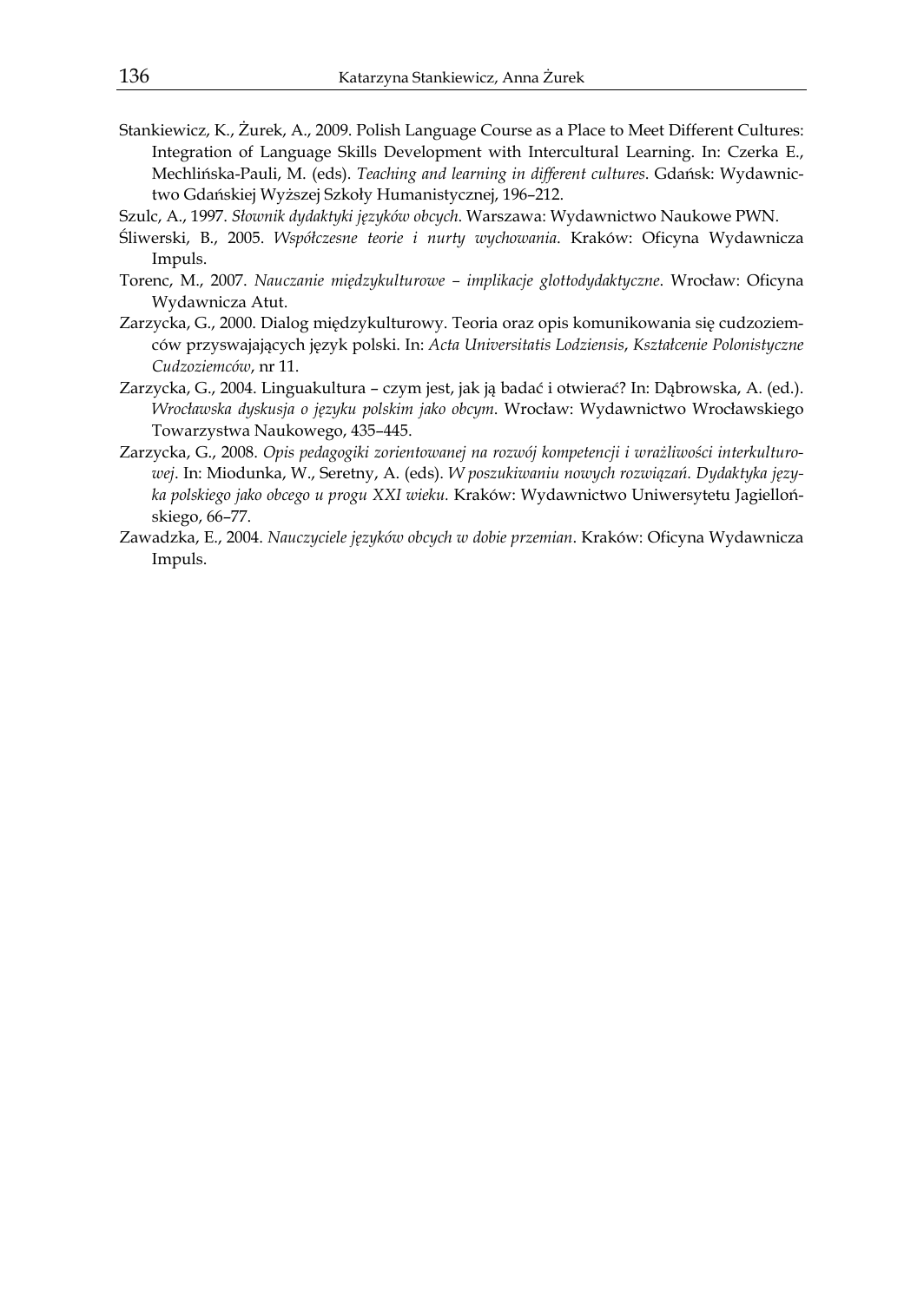Stankiewicz, K., Żurek, A., 2009. Polish Language Course as a Place to Meet Different Cultures: Integration of Language Skills Development with Intercultural Learning. In: Czerka E., Mechlińska-Pauli, M. (eds). *Teaching and learning in different cultures*. Gdańsk: Wydawnictwo Gdańskiej Wyższej Szkoły Humanistycznej, 196–212.

Szulc, A., 1997. *Słownik dydaktyki języków obcych*. Warszawa: Wydawnictwo Naukowe PWN.

Śliwerski, B., 2005. *Współczesne teorie i nurty wychowania*. Kraków: Oficyna Wydawnicza Impuls.

Torenc, M., 2007. *Nauczanie międzykulturowe – implikacje glottodydaktyczne*. Wrocław: Oficyna Wydawnicza Atut.

Zarzycka, G., 2000. Dialog międzykulturowy. Teoria oraz opis komunikowania się cudzoziemców przyswajających język polski. In: *Acta Universitatis Lodziensis*, *Kształcenie Polonistyczne Cudzoziemców*, nr 11.

Zarzycka, G., 2004. Linguakultura – czym jest, jak ją badać i otwierać? In: Dąbrowska, A. (ed.). *Wrocławska dyskusja o języku polskim jako obcym*. Wrocław: Wydawnictwo Wrocławskiego Towarzystwa Naukowego, 435–445.

Zarzycka, G., 2008. *Opis pedagogiki zorientowanej na rozwój kompetencji i wrażliwości interkulturowej*. In: Miodunka, W., Seretny, A. (eds). *W poszukiwaniu nowych rozwiązań. Dydaktyka języka polskiego jako obcego u progu XXI wieku.* Kraków: Wydawnictwo Uniwersytetu Jagiellońskiego, 66–77.

Zawadzka, E., 2004. *Nauczyciele języków obcych w dobie przemian*. Kraków: Oficyna Wydawnicza Impuls.